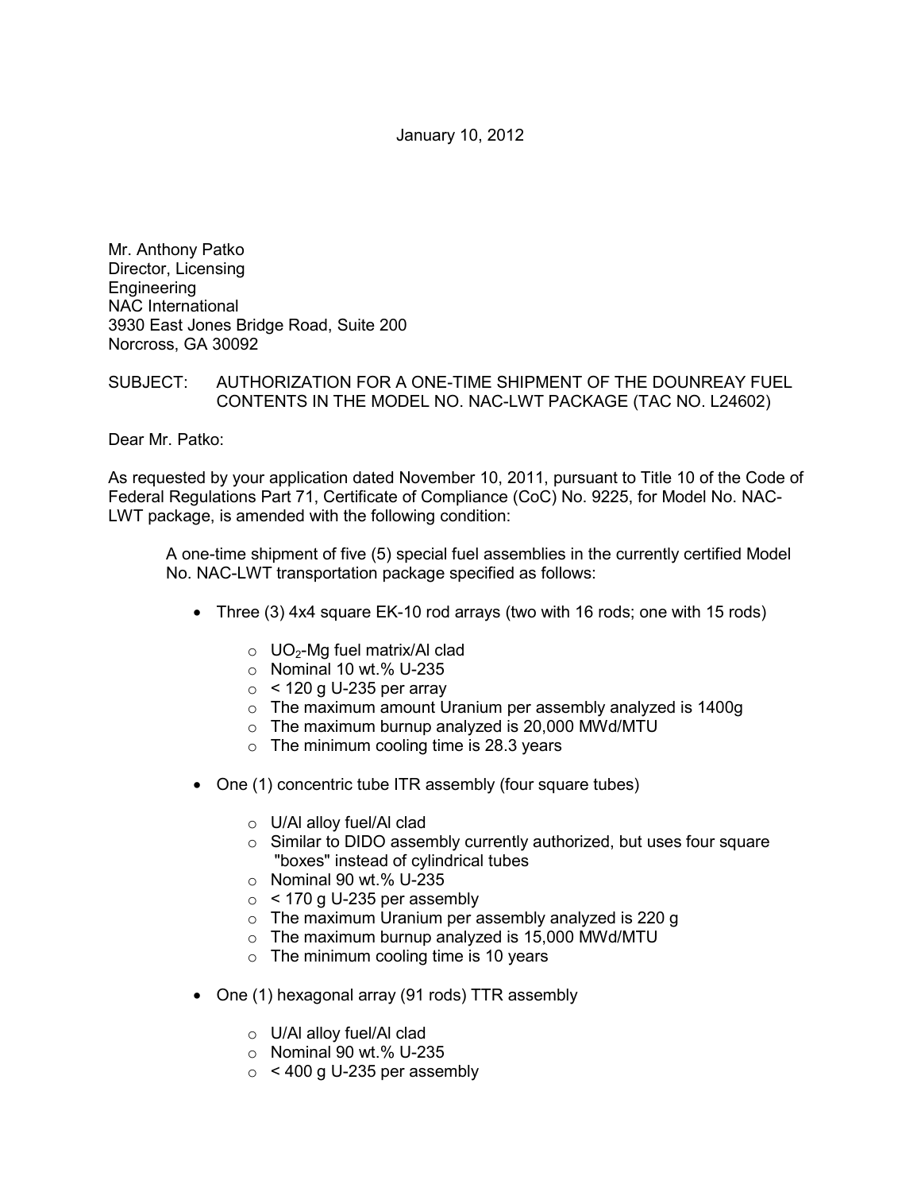January 10, 2012

Mr. Anthony Patko  
Director, Licensing  
Engineering  
NAC International  
3930 East Jones Bridge Road, Suite 200  
Norcross, GA 30092

SUBJECT: AUTHORIZATION FOR A ONE-TIME SHIPMENT OF THE DOUNREAY FUEL CONTENTS IN THE MODEL NO. NAC-LWT PACKAGE (TAC NO. L24602)

Dear Mr. Patko:

As requested by your application dated November 10, 2011, pursuant to Title 10 of the Code of Federal Regulations Part 71, Certificate of Compliance (CoC) No. 9225, for Model No. NAC-LWT package, is amended with the following condition:

> A one-time shipment of five (5) special fuel assemblies in the currently certified Model No. NAC-LWT transportation package specified as follows:
>
> - Three (3) 4x4 square EK-10 rod arrays (two with 16 rods; one with 15 rods)
>     - $UO_2$-Mg fuel matrix/Al clad
>     - Nominal 10 wt.% U-235
>     - < 120 g U-235 per array
>     - The maximum amount Uranium per assembly analyzed is 1400g
>     - The maximum burnup analyzed is 20,000 MWd/MTU
>     - The minimum cooling time is 28.3 years
> - One (1) concentric tube ITR assembly (four square tubes)
>     - U/Al alloy fuel/Al clad
>     - Similar to DIDO assembly currently authorized, but uses four square "boxes" instead of cylindrical tubes
>     - Nominal 90 wt.% U-235
>     - < 170 g U-235 per assembly
>     - The maximum Uranium per assembly analyzed is 220 g
>     - The maximum burnup analyzed is 15,000 MWd/MTU
>     - The minimum cooling time is 10 years
> - One (1) hexagonal array (91 rods) TTR assembly
>     - U/Al alloy fuel/Al clad
>     - Nominal 90 wt.% U-235
>     - < 400 g U-235 per assembly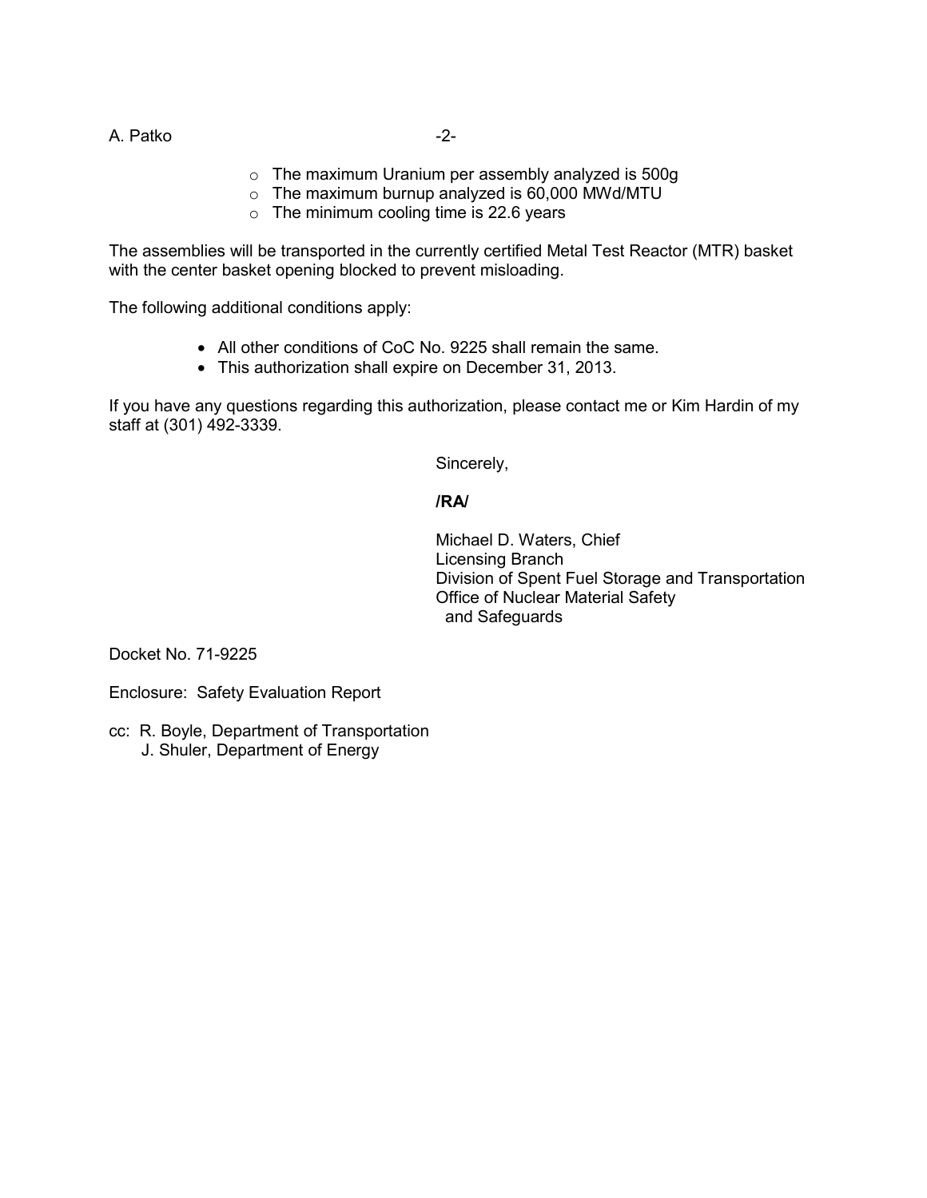- The maximum Uranium per assembly analyzed is 500g
- The maximum burnup analyzed is 60,000 MWd/MTU
- The minimum cooling time is 22.6 years

The assemblies will be transported in the currently certified Metal Test Reactor (MTR) basket with the center basket opening blocked to prevent misloading.

The following additional conditions apply:

- All other conditions of CoC No. 9225 shall remain the same.
- This authorization shall expire on December 31, 2013.

If you have any questions regarding this authorization, please contact me or Kim Hardin of my staff at (301) 492-3339.

Sincerely,

**/RA/**

Michael D. Waters, Chief
Licensing Branch
Division of Spent Fuel Storage and Transportation
Office of Nuclear Material Safety
and Safeguards

Docket No. 71-9225

Enclosure: Safety Evaluation Report

cc: R. Boyle, Department of Transportation
J. Shuler, Department of Energy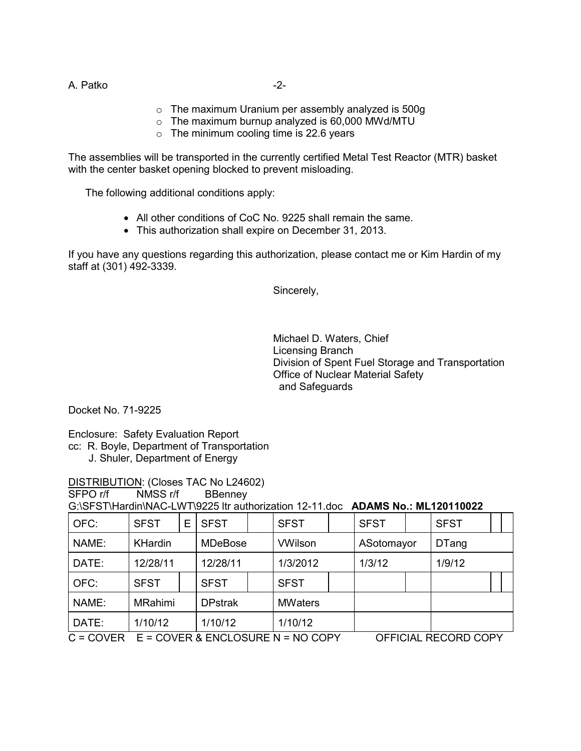- The maximum Uranium per assembly analyzed is 500g
- The maximum burnup analyzed is 60,000 MWd/MTU
- The minimum cooling time is 22.6 years

The assemblies will be transported in the currently certified Metal Test Reactor (MTR) basket with the center basket opening blocked to prevent misloading.

The following additional conditions apply:

- All other conditions of CoC No. 9225 shall remain the same.
- This authorization shall expire on December 31, 2013.

If you have any questions regarding this authorization, please contact me or Kim Hardin of my staff at (301) 492-3339.

Sincerely,

Michael D. Waters, Chief
Licensing Branch
Division of Spent Fuel Storage and Transportation
Office of Nuclear Material Safety
and Safeguards

Docket No. 71-9225

Enclosure: Safety Evaluation Report
cc: R. Boyle, Department of Transportation
J. Shuler, Department of Energy

DISTRIBUTION: (Closes TAC No L24602)
SFPO r/f NMSS r/f BBenney
G:\SFST\Hardin\NAC-LWT\9225 ltr authorization 12-11.doc **ADAMS No.: ML120110022**

| OFC: | SFST | E | SFST | | SFST | | SFST | | SFST | |
|---|---|---|---|---|---|---|---|---|---|---|
| NAME: | KHardin | | MDeBose | | VWilson | | ASotomayor | | DTang | |
| DATE: | 12/28/11 | | 12/28/11 | | 1/3/2012 | | 1/3/12 | | 1/9/12 | |
| OFC: | SFST | | SFST | | SFST | | | | | |
| NAME: | MRahimi | | DPstrak | | MWaters | | | | | |
| DATE: | 1/10/12 | | 1/10/12 | | 1/10/12 | | | | | |

C = COVER E = COVER & ENCLOSURE N = NO COPY OFFICIAL RECORD COPY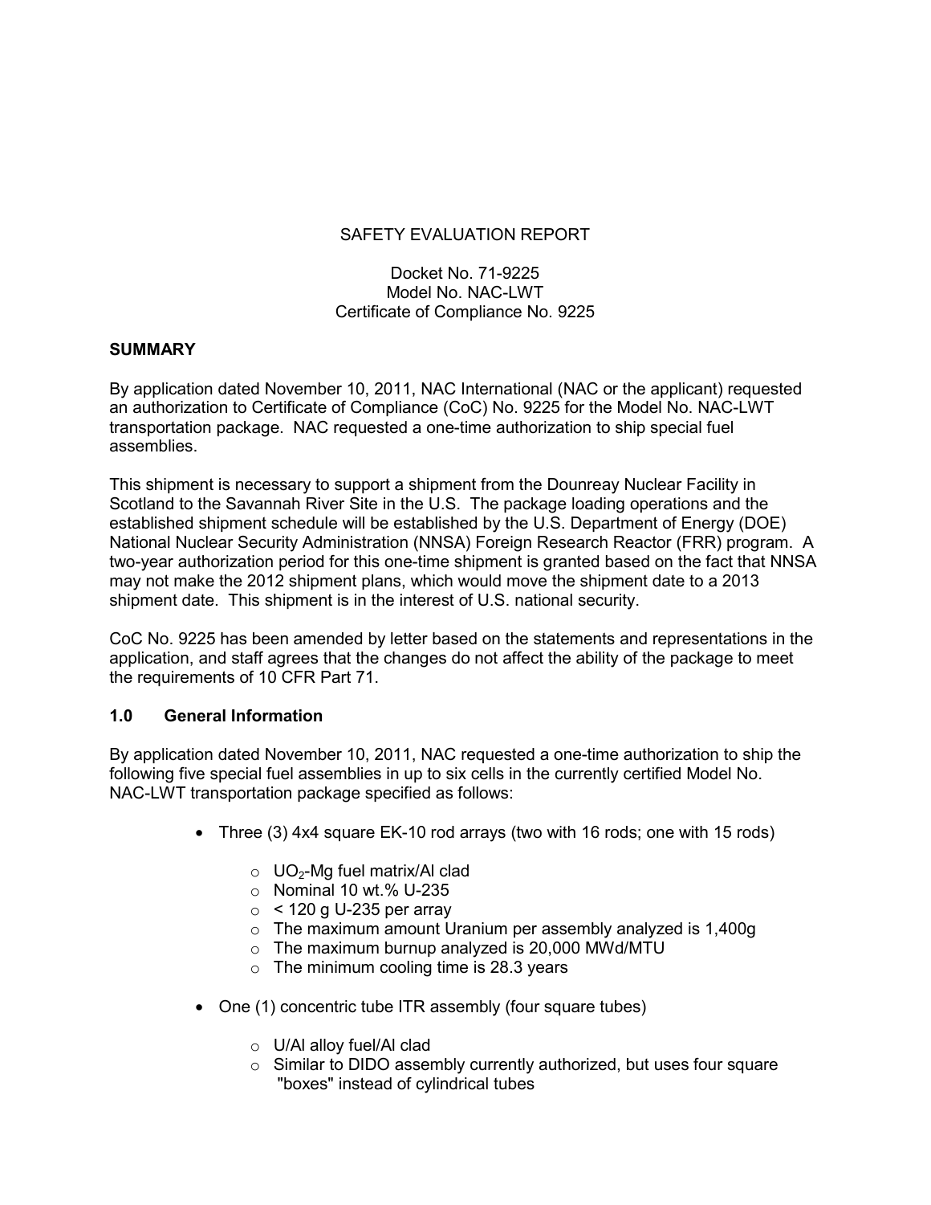SAFETY EVALUATION REPORT

Docket No. 71-9225
Model No. NAC-LWT
Certificate of Compliance No. 9225

**SUMMARY**

By application dated November 10, 2011, NAC International (NAC or the applicant) requested an authorization to Certificate of Compliance (CoC) No. 9225 for the Model No. NAC-LWT transportation package. NAC requested a one-time authorization to ship special fuel assemblies.

This shipment is necessary to support a shipment from the Dounreay Nuclear Facility in Scotland to the Savannah River Site in the U.S. The package loading operations and the established shipment schedule will be established by the U.S. Department of Energy (DOE) National Nuclear Security Administration (NNSA) Foreign Research Reactor (FRR) program. A two-year authorization period for this one-time shipment is granted based on the fact that NNSA may not make the 2012 shipment plans, which would move the shipment date to a 2013 shipment date. This shipment is in the interest of U.S. national security.

CoC No. 9225 has been amended by letter based on the statements and representations in the application, and staff agrees that the changes do not affect the ability of the package to meet the requirements of 10 CFR Part 71.

## 1.0 General Information

By application dated November 10, 2011, NAC requested a one-time authorization to ship the following five special fuel assemblies in up to six cells in the currently certified Model No. NAC-LWT transportation package specified as follows:

- Three (3) 4x4 square EK-10 rod arrays (two with 16 rods; one with 15 rods)
  - $UO_2$-Mg fuel matrix/Al clad
  - Nominal 10 wt.% U-235
  - < 120 g U-235 per array
  - The maximum amount Uranium per assembly analyzed is 1,400g
  - The maximum burnup analyzed is 20,000 MWd/MTU
  - The minimum cooling time is 28.3 years

- One (1) concentric tube ITR assembly (four square tubes)
  - U/Al alloy fuel/Al clad
  - Similar to DIDO assembly currently authorized, but uses four square "boxes" instead of cylindrical tubes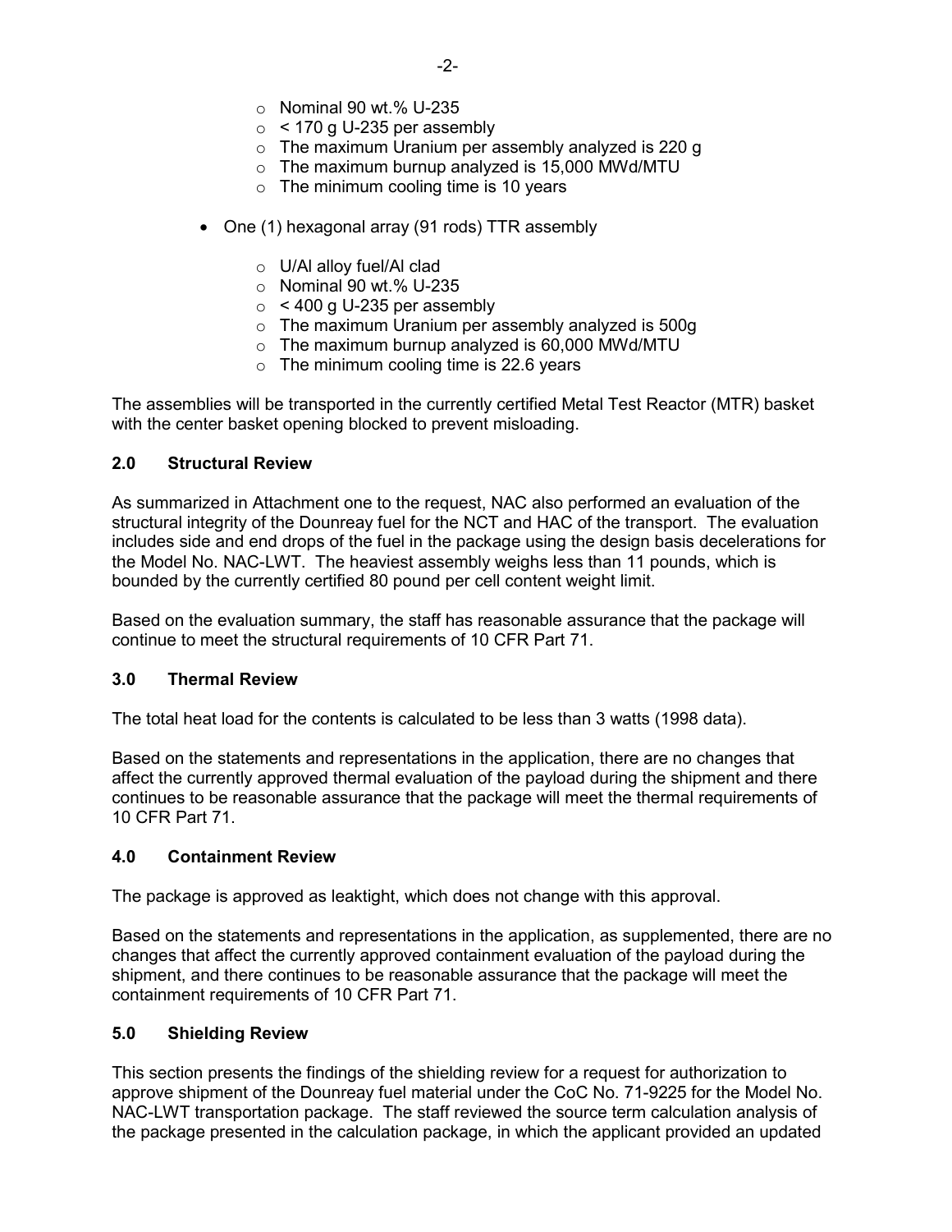- Nominal 90 wt.% U-235
- < 170 g U-235 per assembly
- The maximum Uranium per assembly analyzed is 220 g
- The maximum burnup analyzed is 15,000 MWd/MTU
- The minimum cooling time is 10 years

- One (1) hexagonal array (91 rods) TTR assembly
  - U/Al alloy fuel/Al clad
  - Nominal 90 wt.% U-235
  - < 400 g U-235 per assembly
  - The maximum Uranium per assembly analyzed is 500g
  - The maximum burnup analyzed is 60,000 MWd/MTU
  - The minimum cooling time is 22.6 years

The assemblies will be transported in the currently certified Metal Test Reactor (MTR) basket with the center basket opening blocked to prevent misloading.

## 2.0 Structural Review

As summarized in Attachment one to the request, NAC also performed an evaluation of the structural integrity of the Dounreay fuel for the NCT and HAC of the transport. The evaluation includes side and end drops of the fuel in the package using the design basis decelerations for the Model No. NAC-LWT. The heaviest assembly weighs less than 11 pounds, which is bounded by the currently certified 80 pound per cell content weight limit.

Based on the evaluation summary, the staff has reasonable assurance that the package will continue to meet the structural requirements of 10 CFR Part 71.

## 3.0 Thermal Review

The total heat load for the contents is calculated to be less than 3 watts (1998 data).

Based on the statements and representations in the application, there are no changes that affect the currently approved thermal evaluation of the payload during the shipment and there continues to be reasonable assurance that the package will meet the thermal requirements of 10 CFR Part 71.

## 4.0 Containment Review

The package is approved as leaktight, which does not change with this approval.

Based on the statements and representations in the application, as supplemented, there are no changes that affect the currently approved containment evaluation of the payload during the shipment, and there continues to be reasonable assurance that the package will meet the containment requirements of 10 CFR Part 71.

## 5.0 Shielding Review

This section presents the findings of the shielding review for a request for authorization to approve shipment of the Dounreay fuel material under the CoC No. 71-9225 for the Model No. NAC-LWT transportation package. The staff reviewed the source term calculation analysis of the package presented in the calculation package, in which the applicant provided an updated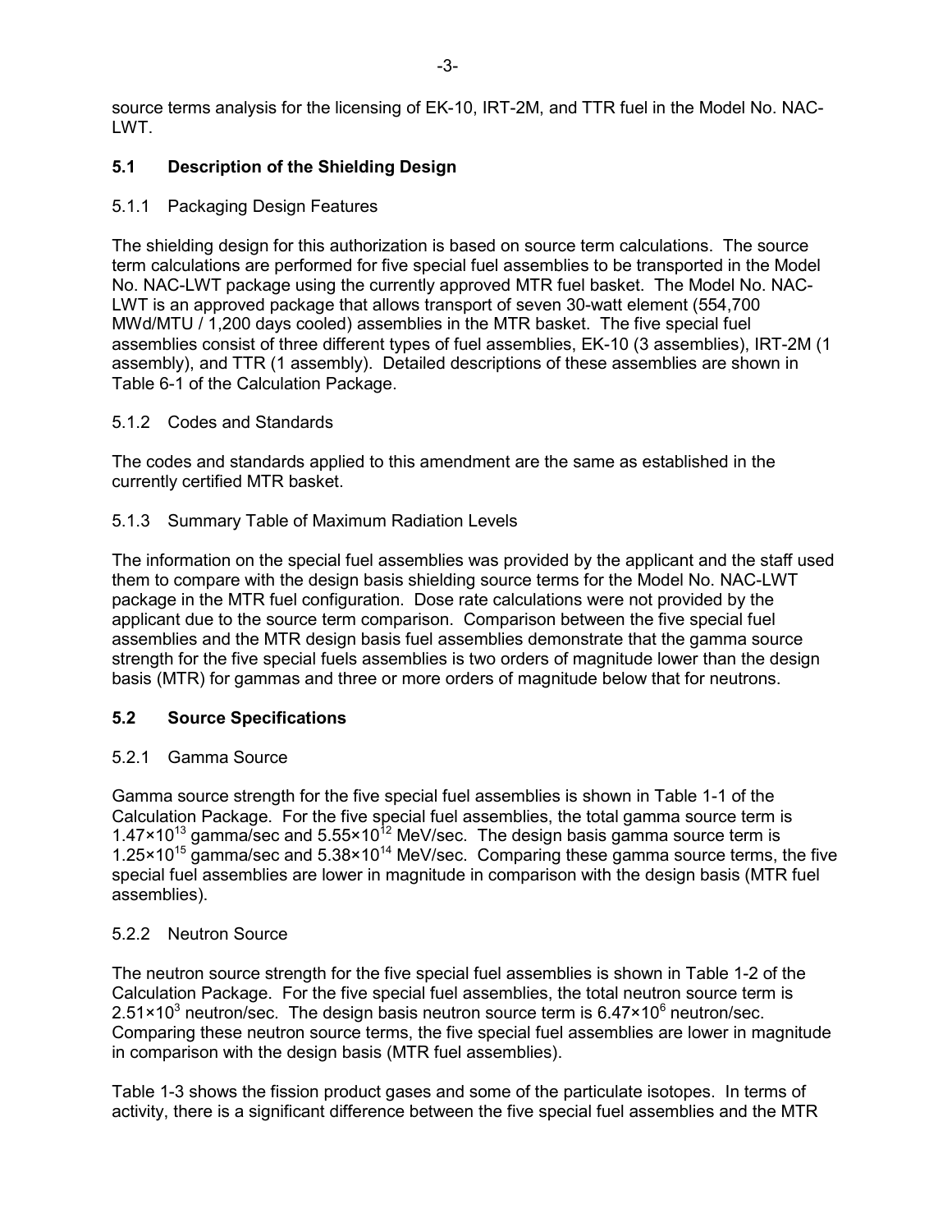source terms analysis for the licensing of EK-10, IRT-2M, and TTR fuel in the Model No. NAC-LWT.

## 5.1 Description of the Shielding Design

### 5.1.1 Packaging Design Features

The shielding design for this authorization is based on source term calculations. The source term calculations are performed for five special fuel assemblies to be transported in the Model No. NAC-LWT package using the currently approved MTR fuel basket. The Model No. NAC-LWT is an approved package that allows transport of seven 30-watt element (554,700 MWd/MTU / 1,200 days cooled) assemblies in the MTR basket. The five special fuel assemblies consist of three different types of fuel assemblies, EK-10 (3 assemblies), IRT-2M (1 assembly), and TTR (1 assembly). Detailed descriptions of these assemblies are shown in Table 6-1 of the Calculation Package.

### 5.1.2 Codes and Standards

The codes and standards applied to this amendment are the same as established in the currently certified MTR basket.

### 5.1.3 Summary Table of Maximum Radiation Levels

The information on the special fuel assemblies was provided by the applicant and the staff used them to compare with the design basis shielding source terms for the Model No. NAC-LWT package in the MTR fuel configuration. Dose rate calculations were not provided by the applicant due to the source term comparison. Comparison between the five special fuel assemblies and the MTR design basis fuel assemblies demonstrate that the gamma source strength for the five special fuels assemblies is two orders of magnitude lower than the design basis (MTR) for gammas and three or more orders of magnitude below that for neutrons.

## 5.2 Source Specifications

### 5.2.1 Gamma Source

Gamma source strength for the five special fuel assemblies is shown in Table 1-1 of the Calculation Package. For the five special fuel assemblies, the total gamma source term is $1.47\times10^{13}$ gamma/sec and $5.55\times10^{12}$ MeV/sec. The design basis gamma source term is $1.25\times10^{15}$ gamma/sec and $5.38\times10^{14}$ MeV/sec. Comparing these gamma source terms, the five special fuel assemblies are lower in magnitude in comparison with the design basis (MTR fuel assemblies).

### 5.2.2 Neutron Source

The neutron source strength for the five special fuel assemblies is shown in Table 1-2 of the Calculation Package. For the five special fuel assemblies, the total neutron source term is $2.51\times10^{3}$ neutron/sec. The design basis neutron source term is $6.47\times10^{6}$ neutron/sec. Comparing these neutron source terms, the five special fuel assemblies are lower in magnitude in comparison with the design basis (MTR fuel assemblies).

Table 1-3 shows the fission product gases and some of the particulate isotopes. In terms of activity, there is a significant difference between the five special fuel assemblies and the MTR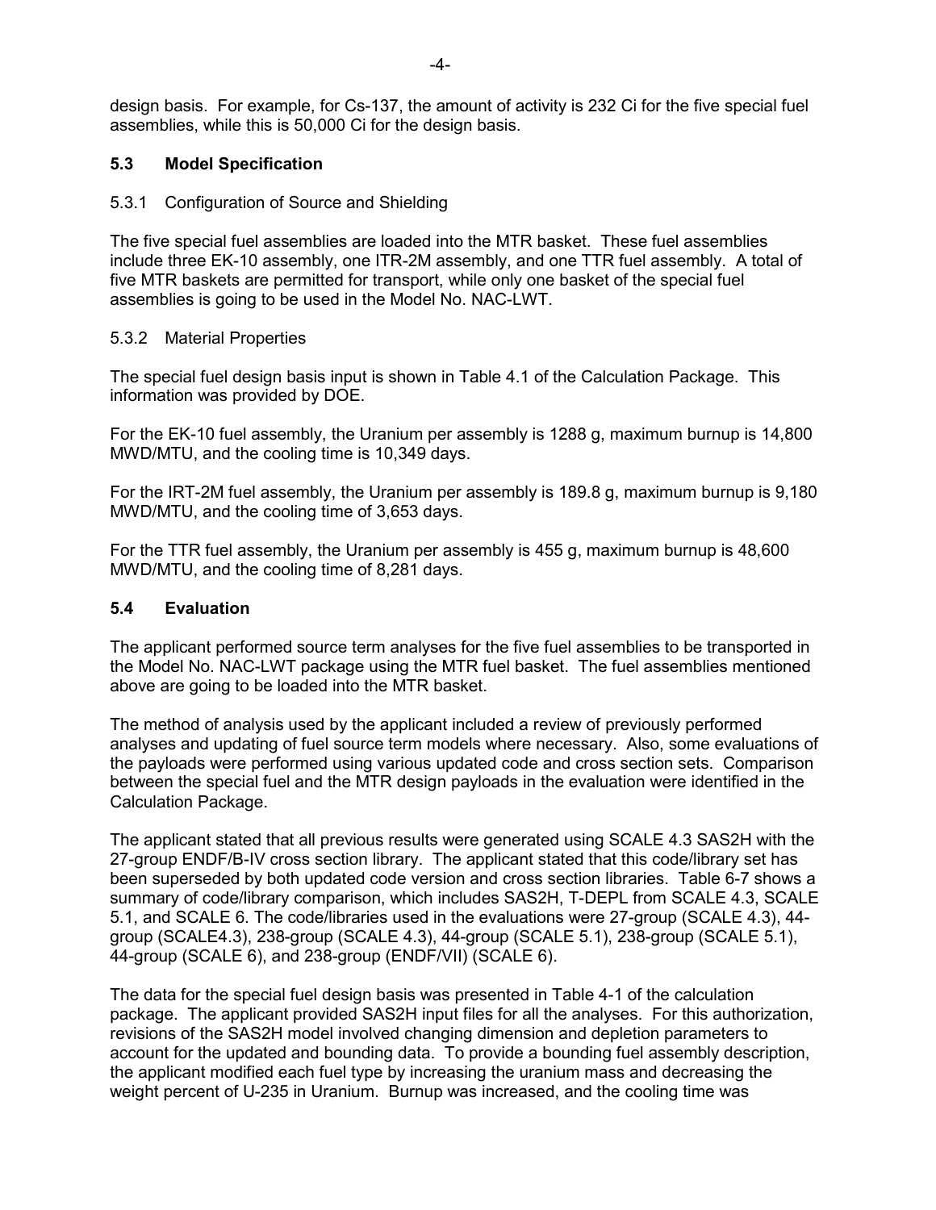design basis. For example, for Cs-137, the amount of activity is 232 Ci for the five special fuel assemblies, while this is 50,000 Ci for the design basis.

## 5.3 Model Specification

### 5.3.1 Configuration of Source and Shielding

The five special fuel assemblies are loaded into the MTR basket. These fuel assemblies include three EK-10 assembly, one ITR-2M assembly, and one TTR fuel assembly. A total of five MTR baskets are permitted for transport, while only one basket of the special fuel assemblies is going to be used in the Model No. NAC-LWT.

### 5.3.2 Material Properties

The special fuel design basis input is shown in Table 4.1 of the Calculation Package. This information was provided by DOE.

For the EK-10 fuel assembly, the Uranium per assembly is 1288 g, maximum burnup is 14,800 MWD/MTU, and the cooling time is 10,349 days.

For the IRT-2M fuel assembly, the Uranium per assembly is 189.8 g, maximum burnup is 9,180 MWD/MTU, and the cooling time of 3,653 days.

For the TTR fuel assembly, the Uranium per assembly is 455 g, maximum burnup is 48,600 MWD/MTU, and the cooling time of 8,281 days.

## 5.4 Evaluation

The applicant performed source term analyses for the five fuel assemblies to be transported in the Model No. NAC-LWT package using the MTR fuel basket. The fuel assemblies mentioned above are going to be loaded into the MTR basket.

The method of analysis used by the applicant included a review of previously performed analyses and updating of fuel source term models where necessary. Also, some evaluations of the payloads were performed using various updated code and cross section sets. Comparison between the special fuel and the MTR design payloads in the evaluation were identified in the Calculation Package.

The applicant stated that all previous results were generated using SCALE 4.3 SAS2H with the 27-group ENDF/B-IV cross section library. The applicant stated that this code/library set has been superseded by both updated code version and cross section libraries. Table 6-7 shows a summary of code/library comparison, which includes SAS2H, T-DEPL from SCALE 4.3, SCALE 5.1, and SCALE 6. The code/libraries used in the evaluations were 27-group (SCALE 4.3), 44-group (SCALE4.3), 238-group (SCALE 4.3), 44-group (SCALE 5.1), 238-group (SCALE 5.1), 44-group (SCALE 6), and 238-group (ENDF/VII) (SCALE 6).

The data for the special fuel design basis was presented in Table 4-1 of the calculation package. The applicant provided SAS2H input files for all the analyses. For this authorization, revisions of the SAS2H model involved changing dimension and depletion parameters to account for the updated and bounding data. To provide a bounding fuel assembly description, the applicant modified each fuel type by increasing the uranium mass and decreasing the weight percent of U-235 in Uranium. Burnup was increased, and the cooling time was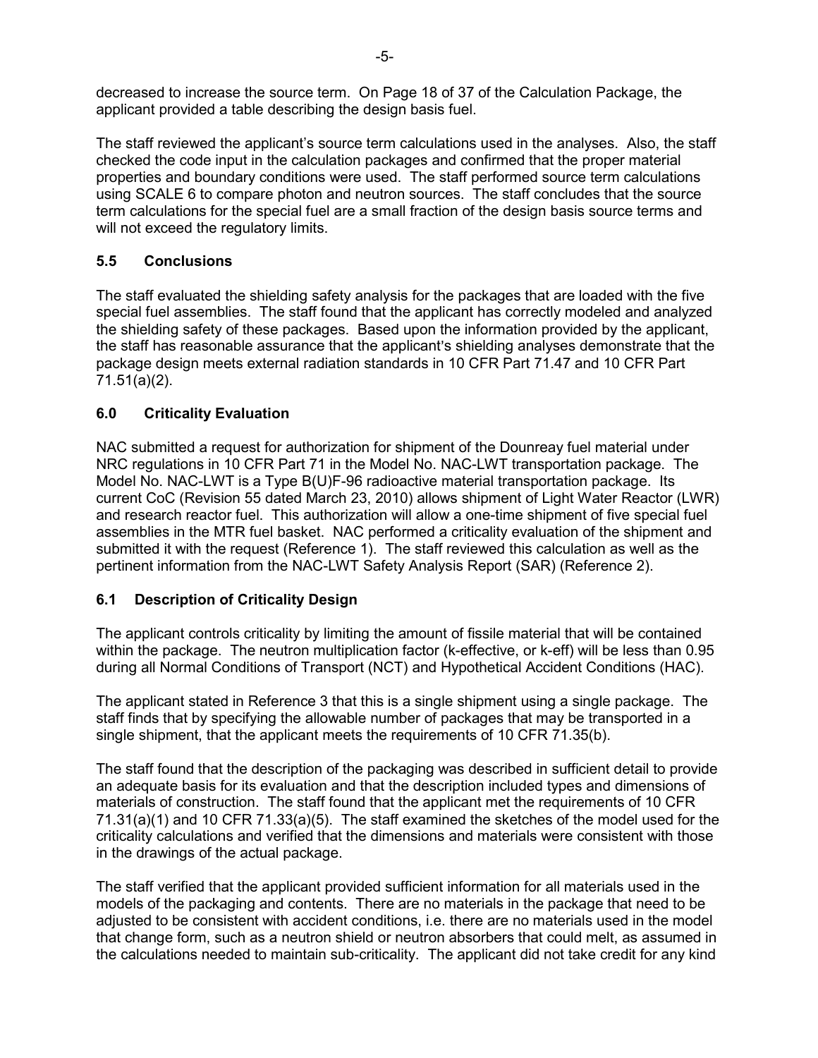decreased to increase the source term. On Page 18 of 37 of the Calculation Package, the applicant provided a table describing the design basis fuel.

The staff reviewed the applicant's source term calculations used in the analyses. Also, the staff checked the code input in the calculation packages and confirmed that the proper material properties and boundary conditions were used. The staff performed source term calculations using SCALE 6 to compare photon and neutron sources. The staff concludes that the source term calculations for the special fuel are a small fraction of the design basis source terms and will not exceed the regulatory limits.

### 5.5 Conclusions

The staff evaluated the shielding safety analysis for the packages that are loaded with the five special fuel assemblies. The staff found that the applicant has correctly modeled and analyzed the shielding safety of these packages. Based upon the information provided by the applicant, the staff has reasonable assurance that the applicant's shielding analyses demonstrate that the package design meets external radiation standards in 10 CFR Part 71.47 and 10 CFR Part 71.51(a)(2).

## 6.0 Criticality Evaluation

NAC submitted a request for authorization for shipment of the Dounreay fuel material under NRC regulations in 10 CFR Part 71 in the Model No. NAC-LWT transportation package. The Model No. NAC-LWT is a Type B(U)F-96 radioactive material transportation package. Its current CoC (Revision 55 dated March 23, 2010) allows shipment of Light Water Reactor (LWR) and research reactor fuel. This authorization will allow a one-time shipment of five special fuel assemblies in the MTR fuel basket. NAC performed a criticality evaluation of the shipment and submitted it with the request (Reference 1). The staff reviewed this calculation as well as the pertinent information from the NAC-LWT Safety Analysis Report (SAR) (Reference 2).

### 6.1 Description of Criticality Design

The applicant controls criticality by limiting the amount of fissile material that will be contained within the package. The neutron multiplication factor (k-effective, or k-eff) will be less than 0.95 during all Normal Conditions of Transport (NCT) and Hypothetical Accident Conditions (HAC).

The applicant stated in Reference 3 that this is a single shipment using a single package. The staff finds that by specifying the allowable number of packages that may be transported in a single shipment, that the applicant meets the requirements of 10 CFR 71.35(b).

The staff found that the description of the packaging was described in sufficient detail to provide an adequate basis for its evaluation and that the description included types and dimensions of materials of construction. The staff found that the applicant met the requirements of 10 CFR 71.31(a)(1) and 10 CFR 71.33(a)(5). The staff examined the sketches of the model used for the criticality calculations and verified that the dimensions and materials were consistent with those in the drawings of the actual package.

The staff verified that the applicant provided sufficient information for all materials used in the models of the packaging and contents. There are no materials in the package that need to be adjusted to be consistent with accident conditions, i.e. there are no materials used in the model that change form, such as a neutron shield or neutron absorbers that could melt, as assumed in the calculations needed to maintain sub-criticality. The applicant did not take credit for any kind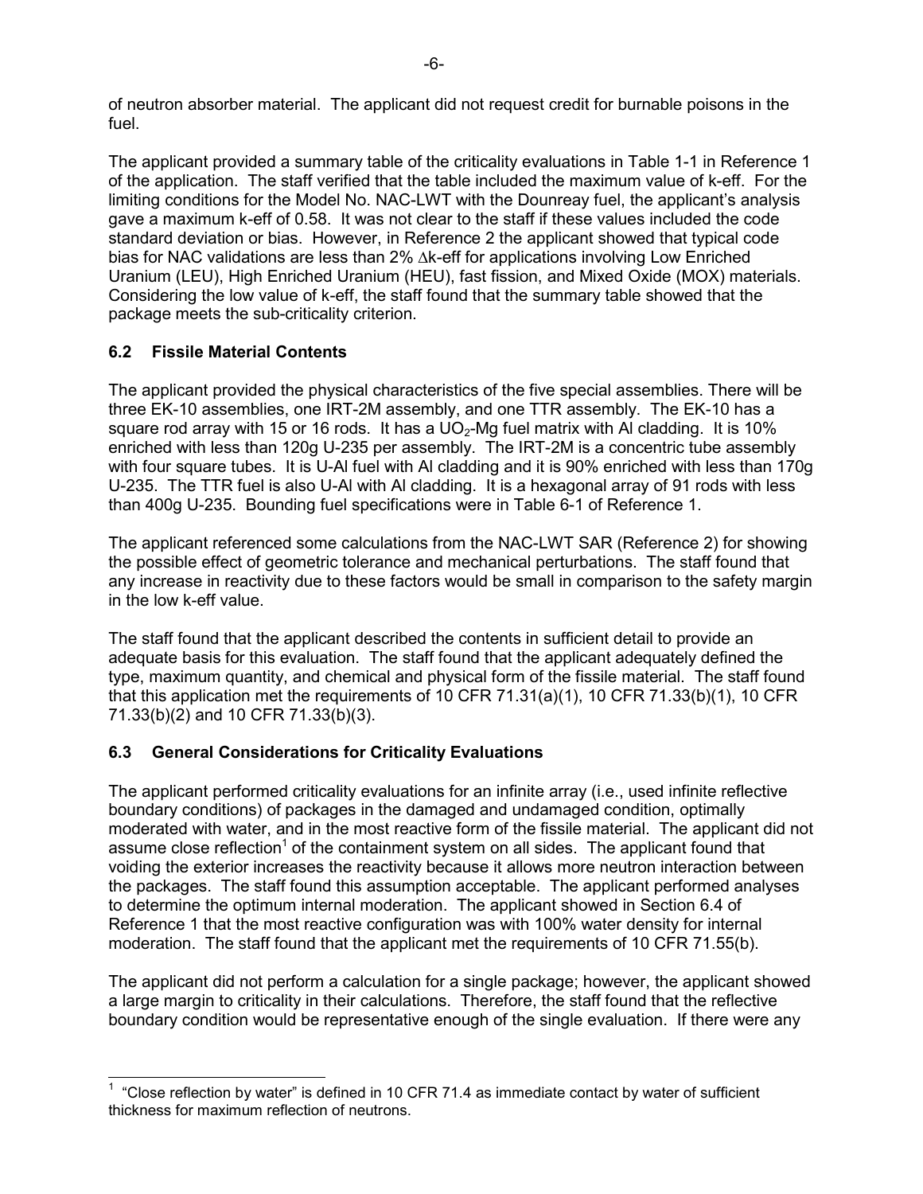of neutron absorber material. The applicant did not request credit for burnable poisons in the fuel.

The applicant provided a summary table of the criticality evaluations in Table 1-1 in Reference 1 of the application. The staff verified that the table included the maximum value of k-eff. For the limiting conditions for the Model No. NAC-LWT with the Dounreay fuel, the applicant's analysis gave a maximum k-eff of 0.58. It was not clear to the staff if these values included the code standard deviation or bias. However, in Reference 2 the applicant showed that typical code bias for NAC validations are less than 2% $\Delta$k-eff for applications involving Low Enriched Uranium (LEU), High Enriched Uranium (HEU), fast fission, and Mixed Oxide (MOX) materials. Considering the low value of k-eff, the staff found that the summary table showed that the package meets the sub-criticality criterion.

## 6.2 Fissile Material Contents

The applicant provided the physical characteristics of the five special assemblies. There will be three EK-10 assemblies, one IRT-2M assembly, and one TTR assembly. The EK-10 has a square rod array with 15 or 16 rods. It has a $UO_2$-Mg fuel matrix with Al cladding. It is 10% enriched with less than 120g U-235 per assembly. The IRT-2M is a concentric tube assembly with four square tubes. It is U-Al fuel with Al cladding and it is 90% enriched with less than 170g U-235. The TTR fuel is also U-Al with Al cladding. It is a hexagonal array of 91 rods with less than 400g U-235. Bounding fuel specifications were in Table 6-1 of Reference 1.

The applicant referenced some calculations from the NAC-LWT SAR (Reference 2) for showing the possible effect of geometric tolerance and mechanical perturbations. The staff found that any increase in reactivity due to these factors would be small in comparison to the safety margin in the low k-eff value.

The staff found that the applicant described the contents in sufficient detail to provide an adequate basis for this evaluation. The staff found that the applicant adequately defined the type, maximum quantity, and chemical and physical form of the fissile material. The staff found that this application met the requirements of 10 CFR 71.31(a)(1), 10 CFR 71.33(b)(1), 10 CFR 71.33(b)(2) and 10 CFR 71.33(b)(3).

## 6.3 General Considerations for Criticality Evaluations

The applicant performed criticality evaluations for an infinite array (i.e., used infinite reflective boundary conditions) of packages in the damaged and undamaged condition, optimally moderated with water, and in the most reactive form of the fissile material. The applicant did not assume close reflection[1] of the containment system on all sides. The applicant found that voiding the exterior increases the reactivity because it allows more neutron interaction between the packages. The staff found this assumption acceptable. The applicant performed analyses to determine the optimum internal moderation. The applicant showed in Section 6.4 of Reference 1 that the most reactive configuration was with 100% water density for internal moderation. The staff found that the applicant met the requirements of 10 CFR 71.55(b).

The applicant did not perform a calculation for a single package; however, the applicant showed a large margin to criticality in their calculations. Therefore, the staff found that the reflective boundary condition would be representative enough of the single evaluation. If there were any

[1] "Close reflection by water" is defined in 10 CFR 71.4 as immediate contact by water of sufficient thickness for maximum reflection of neutrons.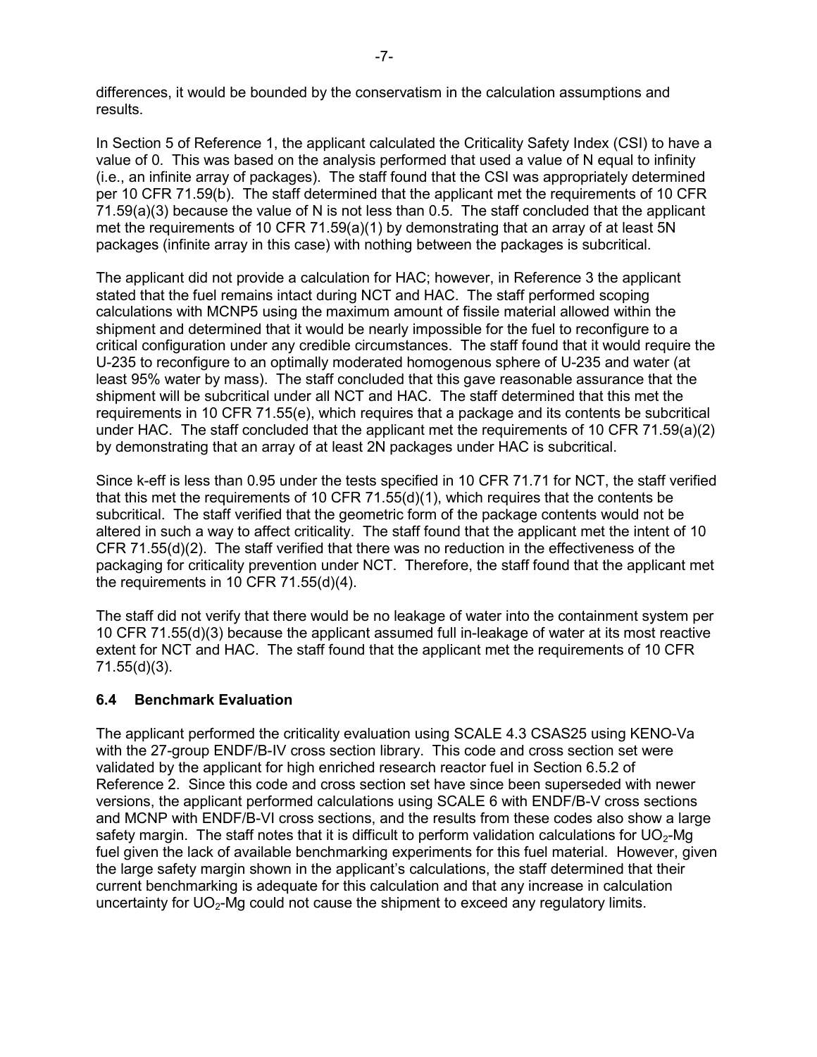differences, it would be bounded by the conservatism in the calculation assumptions and results.

In Section 5 of Reference 1, the applicant calculated the Criticality Safety Index (CSI) to have a value of 0. This was based on the analysis performed that used a value of N equal to infinity (i.e., an infinite array of packages). The staff found that the CSI was appropriately determined per 10 CFR 71.59(b). The staff determined that the applicant met the requirements of 10 CFR 71.59(a)(3) because the value of N is not less than 0.5. The staff concluded that the applicant met the requirements of 10 CFR 71.59(a)(1) by demonstrating that an array of at least 5N packages (infinite array in this case) with nothing between the packages is subcritical.

The applicant did not provide a calculation for HAC; however, in Reference 3 the applicant stated that the fuel remains intact during NCT and HAC. The staff performed scoping calculations with MCNP5 using the maximum amount of fissile material allowed within the shipment and determined that it would be nearly impossible for the fuel to reconfigure to a critical configuration under any credible circumstances. The staff found that it would require the U-235 to reconfigure to an optimally moderated homogenous sphere of U-235 and water (at least 95% water by mass). The staff concluded that this gave reasonable assurance that the shipment will be subcritical under all NCT and HAC. The staff determined that this met the requirements in 10 CFR 71.55(e), which requires that a package and its contents be subcritical under HAC. The staff concluded that the applicant met the requirements of 10 CFR 71.59(a)(2) by demonstrating that an array of at least 2N packages under HAC is subcritical.

Since k-eff is less than 0.95 under the tests specified in 10 CFR 71.71 for NCT, the staff verified that this met the requirements of 10 CFR 71.55(d)(1), which requires that the contents be subcritical. The staff verified that the geometric form of the package contents would not be altered in such a way to affect criticality. The staff found that the applicant met the intent of 10 CFR 71.55(d)(2). The staff verified that there was no reduction in the effectiveness of the packaging for criticality prevention under NCT. Therefore, the staff found that the applicant met the requirements in 10 CFR 71.55(d)(4).

The staff did not verify that there would be no leakage of water into the containment system per 10 CFR 71.55(d)(3) because the applicant assumed full in-leakage of water at its most reactive extent for NCT and HAC. The staff found that the applicant met the requirements of 10 CFR 71.55(d)(3).

### 6.4 Benchmark Evaluation

The applicant performed the criticality evaluation using SCALE 4.3 CSAS25 using KENO-Va with the 27-group ENDF/B-IV cross section library. This code and cross section set were validated by the applicant for high enriched research reactor fuel in Section 6.5.2 of Reference 2. Since this code and cross section set have since been superseded with newer versions, the applicant performed calculations using SCALE 6 with ENDF/B-V cross sections and MCNP with ENDF/B-VI cross sections, and the results from these codes also show a large safety margin. The staff notes that it is difficult to perform validation calculations for $UO_2$-Mg fuel given the lack of available benchmarking experiments for this fuel material. However, given the large safety margin shown in the applicant's calculations, the staff determined that their current benchmarking is adequate for this calculation and that any increase in calculation uncertainty for $UO_2$-Mg could not cause the shipment to exceed any regulatory limits.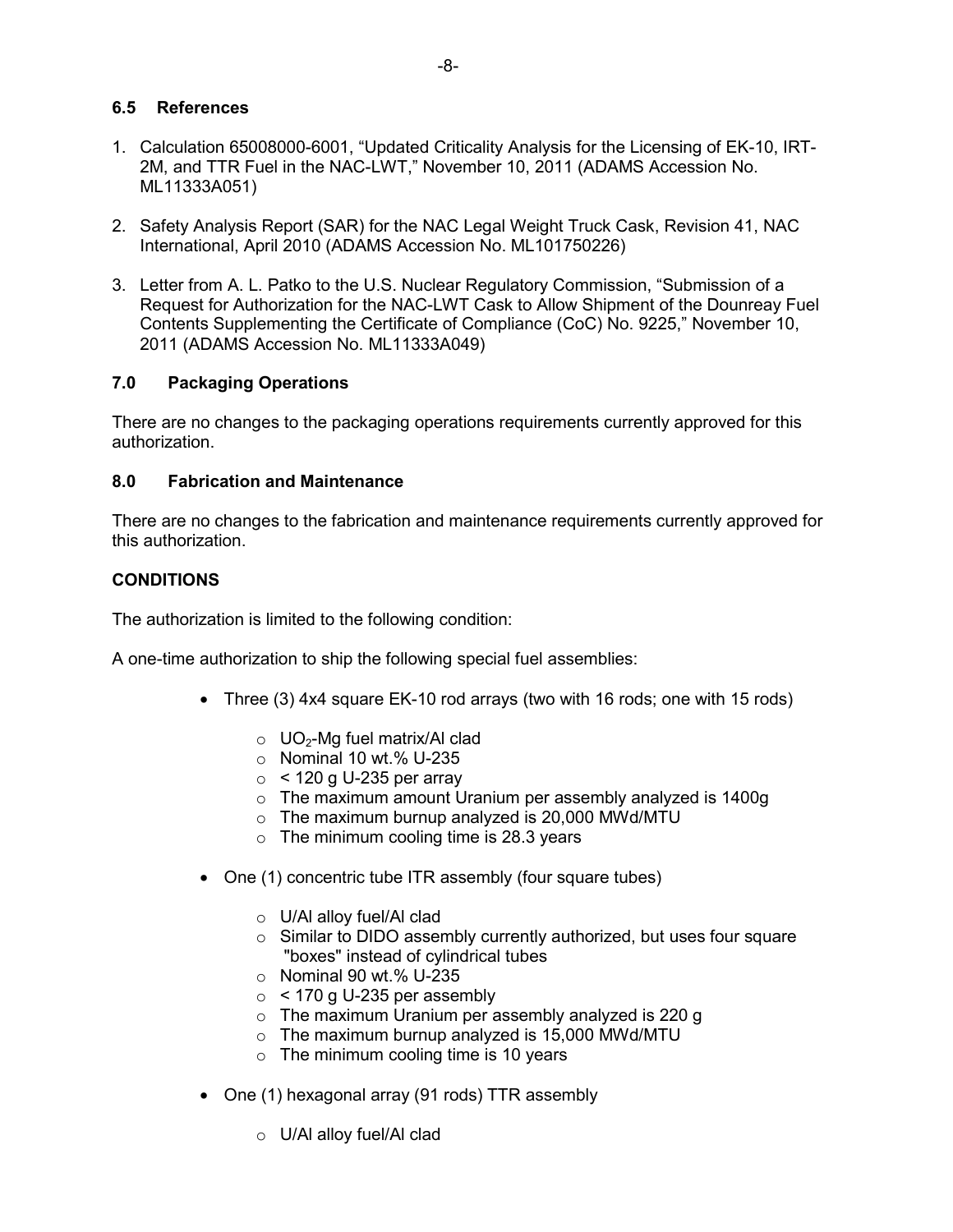### 6.5 References

1. Calculation 65008000-6001, "Updated Criticality Analysis for the Licensing of EK-10, IRT-2M, and TTR Fuel in the NAC-LWT," November 10, 2011 (ADAMS Accession No. ML11333A051)

2. Safety Analysis Report (SAR) for the NAC Legal Weight Truck Cask, Revision 41, NAC International, April 2010 (ADAMS Accession No. ML101750226)

3. Letter from A. L. Patko to the U.S. Nuclear Regulatory Commission, "Submission of a Request for Authorization for the NAC-LWT Cask to Allow Shipment of the Dounreay Fuel Contents Supplementing the Certificate of Compliance (CoC) No. 9225," November 10, 2011 (ADAMS Accession No. ML11333A049)

### 7.0 Packaging Operations

There are no changes to the packaging operations requirements currently approved for this authorization.

### 8.0 Fabrication and Maintenance

There are no changes to the fabrication and maintenance requirements currently approved for this authorization.

### CONDITIONS

The authorization is limited to the following condition:

A one-time authorization to ship the following special fuel assemblies:

- Three (3) 4x4 square EK-10 rod arrays (two with 16 rods; one with 15 rods)
  - $UO_2$-Mg fuel matrix/Al clad
  - Nominal 10 wt.% U-235
  - < 120 g U-235 per array
  - The maximum amount Uranium per assembly analyzed is 1400g
  - The maximum burnup analyzed is 20,000 MWd/MTU
  - The minimum cooling time is 28.3 years

- One (1) concentric tube ITR assembly (four square tubes)
  - U/Al alloy fuel/Al clad
  - Similar to DIDO assembly currently authorized, but uses four square "boxes" instead of cylindrical tubes
  - Nominal 90 wt.% U-235
  - < 170 g U-235 per assembly
  - The maximum Uranium per assembly analyzed is 220 g
  - The maximum burnup analyzed is 15,000 MWd/MTU
  - The minimum cooling time is 10 years

- One (1) hexagonal array (91 rods) TTR assembly
  - U/Al alloy fuel/Al clad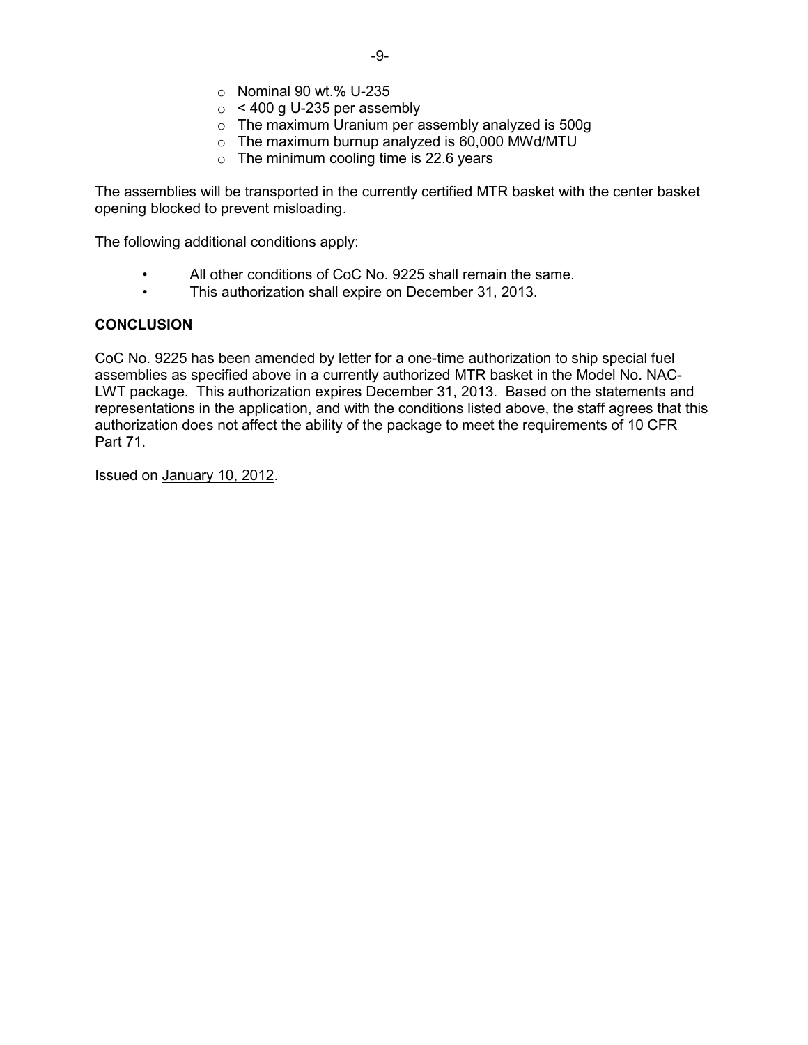- Nominal 90 wt.% U-235
- < 400 g U-235 per assembly
- The maximum Uranium per assembly analyzed is 500g
- The maximum burnup analyzed is 60,000 MWd/MTU
- The minimum cooling time is 22.6 years

The assemblies will be transported in the currently certified MTR basket with the center basket opening blocked to prevent misloading.

The following additional conditions apply:

- All other conditions of CoC No. 9225 shall remain the same.
- This authorization shall expire on December 31, 2013.

**CONCLUSION**

CoC No. 9225 has been amended by letter for a one-time authorization to ship special fuel assemblies as specified above in a currently authorized MTR basket in the Model No. NAC-LWT package. This authorization expires December 31, 2013. Based on the statements and representations in the application, and with the conditions listed above, the staff agrees that this authorization does not affect the ability of the package to meet the requirements of 10 CFR Part 71.

Issued on January 10, 2012.